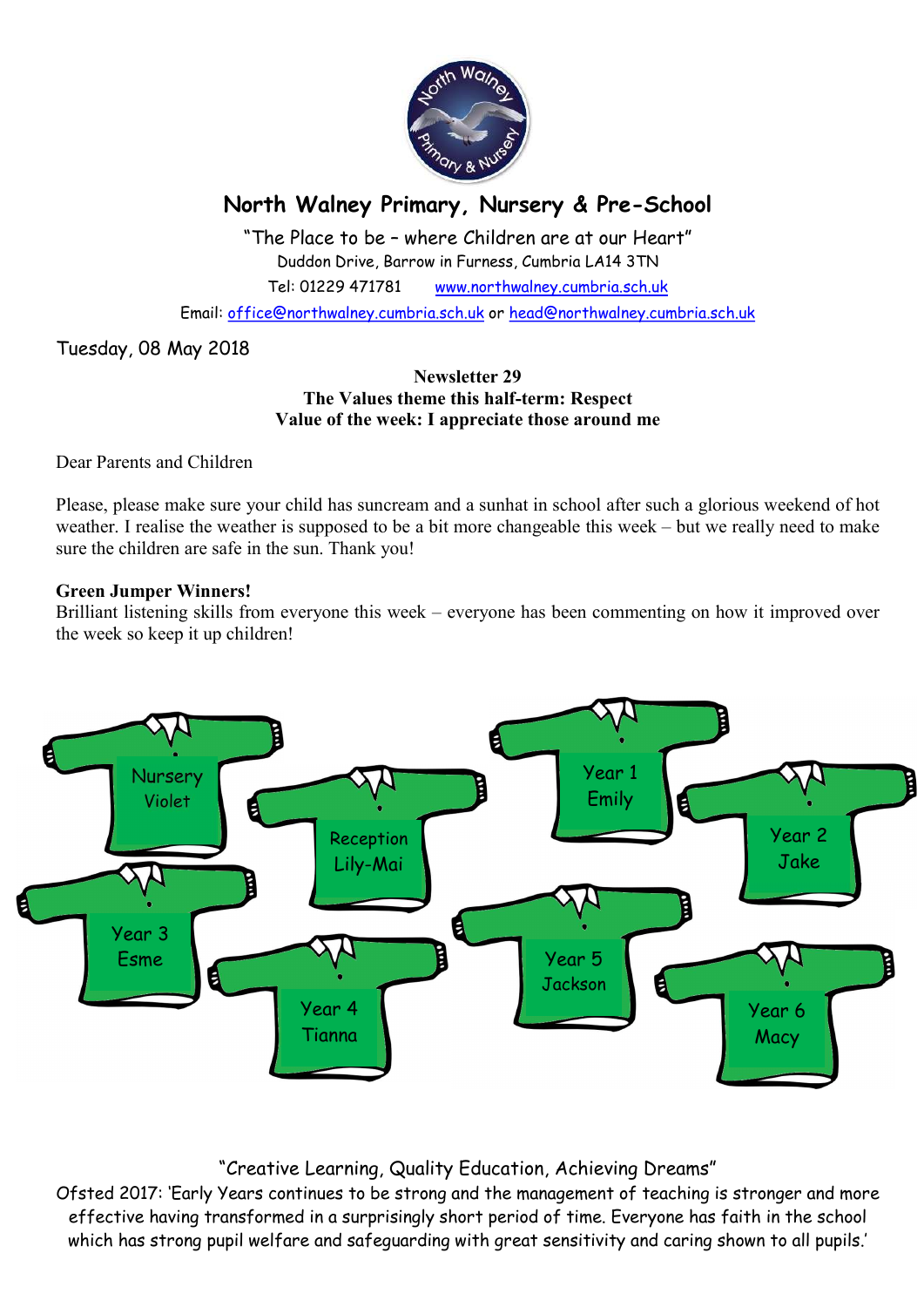# North Walney Primary, Nursery & Pre-School

"The Place to be – where Children are at our Heart"

Duddon Drive, Barrow in Furness, Cumbria LA14 3TN

Tel: 01229 471781 www.northwalney.cumbria.sch.uk

Email: office@northwalney.cumbria.sch.uk or head@northwalney.cumbria.sch.uk

Tuesday, 08 May 2018

**Newsletter 29**
**The Values theme this half-term: Respect**
**Value of the week: I appreciate those around me**

Dear Parents and Children

Please, please make sure your child has suncream and a sunhat in school after such a glorious weekend of hot weather. I realise the weather is supposed to be a bit more changeable this week – but we really need to make sure the children are safe in the sun. Thank you!

**Green Jumper Winners!**

Brilliant listening skills from everyone this week – everyone has been commenting on how it improved over the week so keep it up children!

- Nursery – Violet
- Reception – Lily-Mai
- Year 1 – Emily
- Year 2 – Jake
- Year 3 – Esme
- Year 4 – Tianna
- Year 5 – Jackson
- Year 6 – Macy

"Creative Learning, Quality Education, Achieving Dreams"

Ofsted 2017: 'Early Years continues to be strong and the management of teaching is stronger and more effective having transformed in a surprisingly short period of time. Everyone has faith in the school which has strong pupil welfare and safeguarding with great sensitivity and caring shown to all pupils.'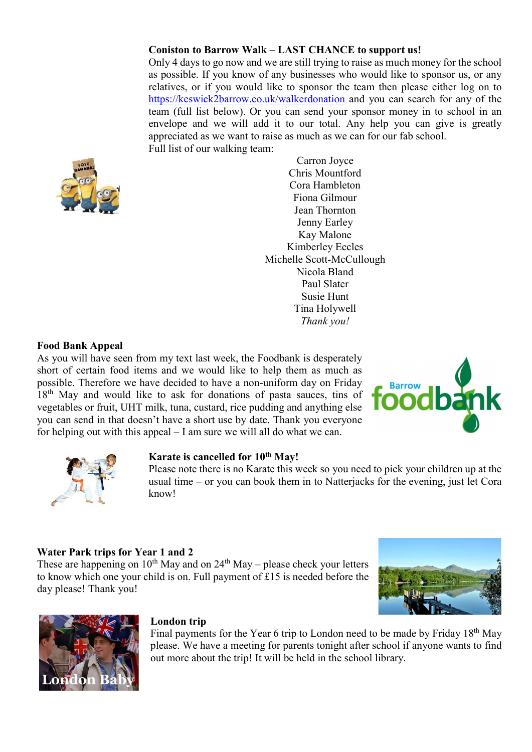**Coniston to Barrow Walk – LAST CHANCE to support us!**

Only 4 days to go now and we are still trying to raise as much money for the school as possible. If you know of any businesses who would like to sponsor us, or any relatives, or if you would like to sponsor the team then please either log on to https://keswick2barrow.co.uk/walkerdonation and you can search for any of the team (full list below). Or you can send your sponsor money in to school in an envelope and we will add it to our total. Any help you can give is greatly appreciated as we want to raise as much as we can for our fab school.

Full list of our walking team:

Carron Joyce
Chris Mountford
Cora Hambleton
Fiona Gilmour
Jean Thornton
Jenny Earley
Kay Malone
Kimberley Eccles
Michelle Scott-McCullough
Nicola Bland
Paul Slater
Susie Hunt
Tina Holywell
*Thank you!*

**Food Bank Appeal**

As you will have seen from my text last week, the Foodbank is desperately short of certain food items and we would like to help them as much as possible. Therefore we have decided to have a non-uniform day on Friday 18th May and would like to ask for donations of pasta sauces, tins of vegetables or fruit, UHT milk, tuna, custard, rice pudding and anything else you can send in that doesn't have a short use by date. Thank you everyone for helping out with this appeal – I am sure we will all do what we can.

**Karate is cancelled for 10th May!**

Please note there is no Karate this week so you need to pick your children up at the usual time – or you can book them in to Natterjacks for the evening, just let Cora know!

**Water Park trips for Year 1 and 2**

These are happening on 10th May and on 24th May – please check your letters to know which one your child is on. Full payment of £15 is needed before the day please! Thank you!

**London trip**

Final payments for the Year 6 trip to London need to be made by Friday 18th May please. We have a meeting for parents tonight after school if anyone wants to find out more about the trip! It will be held in the school library.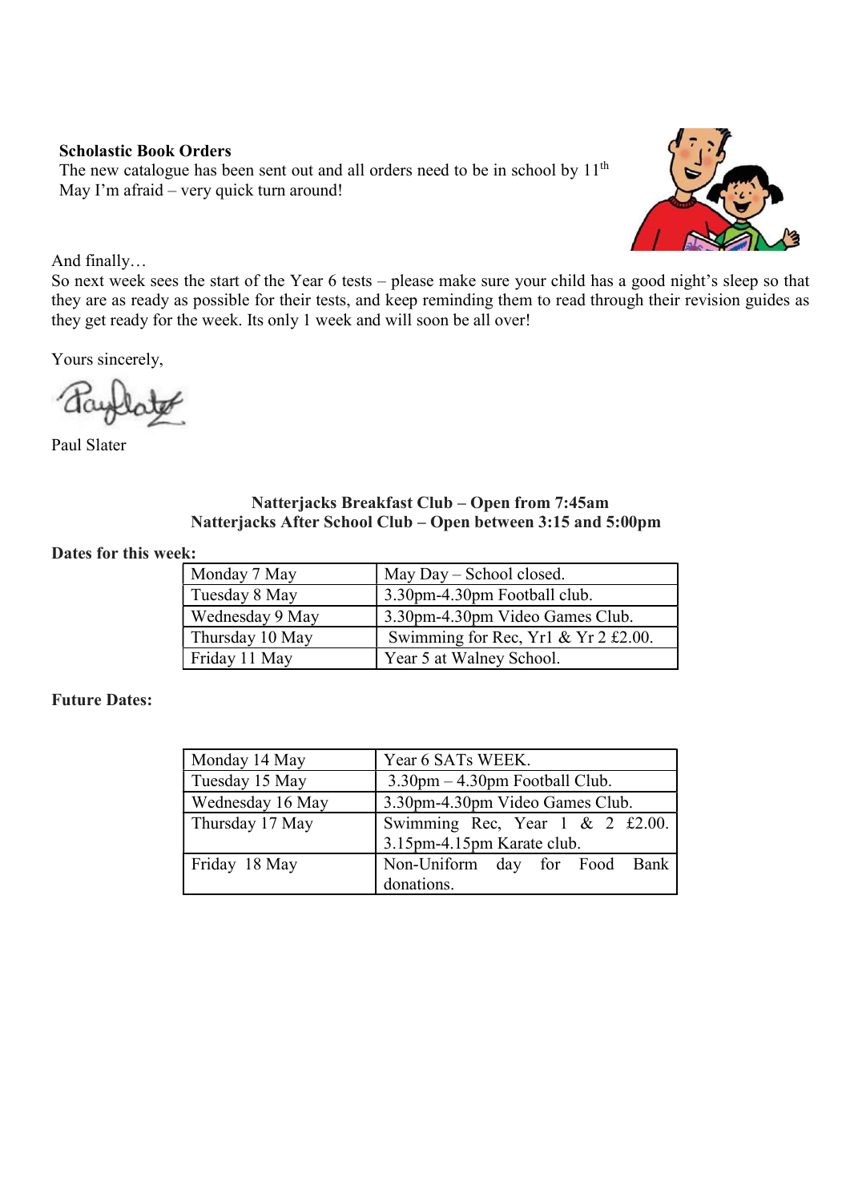**Scholastic Book Orders**

The new catalogue has been sent out and all orders need to be in school by 11th May I'm afraid – very quick turn around!

And finally…

So next week sees the start of the Year 6 tests – please make sure your child has a good night's sleep so that they are as ready as possible for their tests, and keep reminding them to read through their revision guides as they get ready for the week. Its only 1 week and will soon be all over!

Yours sincerely,

Paul Slater

**Natterjacks Breakfast Club – Open from 7:45am**
**Natterjacks After School Club – Open between 3:15 and 5:00pm**

**Dates for this week:**

| | |
|---|---|
| Monday 7 May | May Day – School closed. |
| Tuesday 8 May | 3.30pm-4.30pm Football club. |
| Wednesday 9 May | 3.30pm-4.30pm Video Games Club. |
| Thursday 10 May | Swimming for Rec, Yr1 & Yr 2 £2.00. |
| Friday 11 May | Year 5 at Walney School. |

**Future Dates:**

| | |
|---|---|
| Monday 14 May | Year 6 SATs WEEK. |
| Tuesday 15 May | 3.30pm – 4.30pm Football Club. |
| Wednesday 16 May | 3.30pm-4.30pm Video Games Club. |
| Thursday 17 May | Swimming Rec, Year 1 & 2 £2.00. 3.15pm-4.15pm Karate club. |
| Friday 18 May | Non-Uniform day for Food Bank donations. |